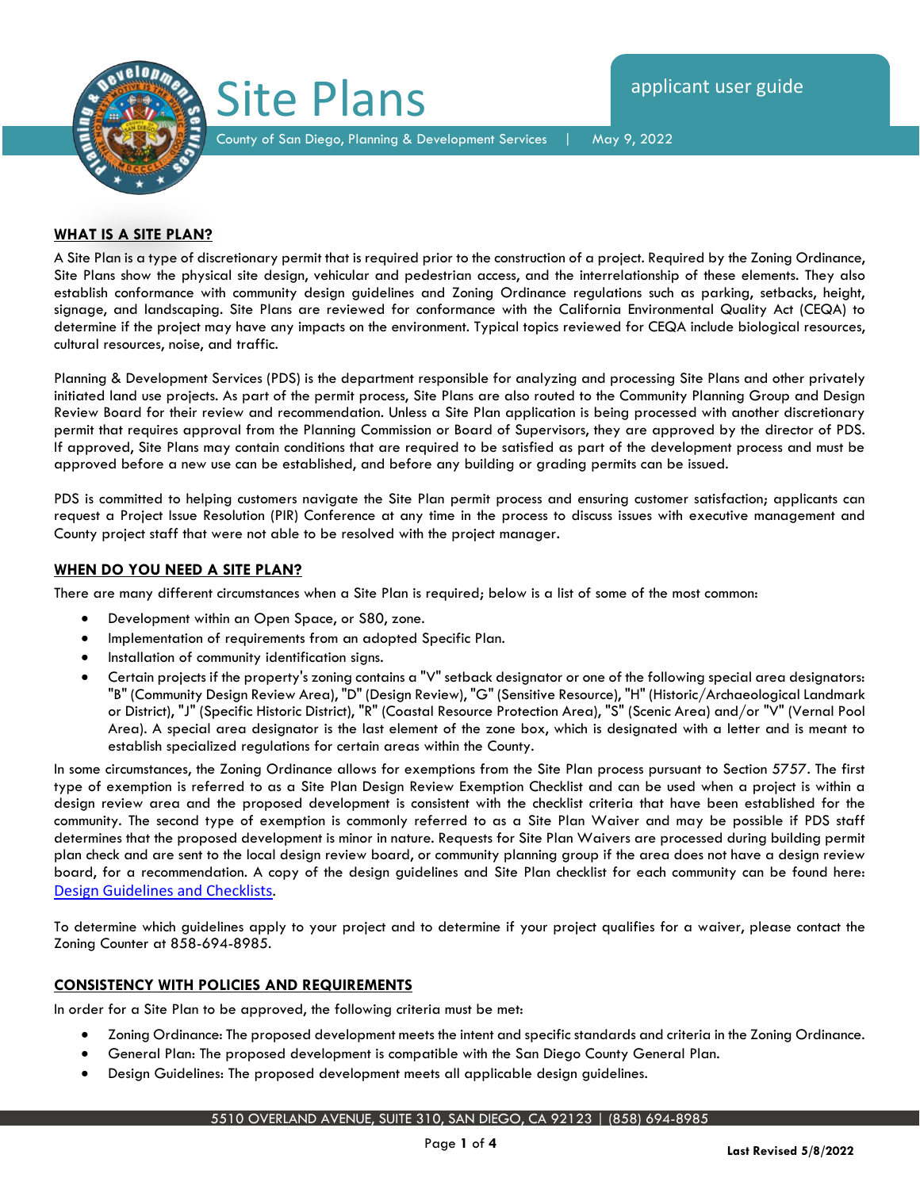# Site Plans

applicant user guide

County of San Diego, Planning & Development Services | May 9, 2022

## WHAT IS A SITE PLAN?

A Site Plan is a type of discretionary permit that is required prior to the construction of a project. Required by the Zoning Ordinance, Site Plans show the physical site design, vehicular and pedestrian access, and the interrelationship of these elements. They also establish conformance with community design guidelines and Zoning Ordinance regulations such as parking, setbacks, height, signage, and landscaping. Site Plans are reviewed for conformance with the California Environmental Quality Act (CEQA) to determine if the project may have any impacts on the environment. Typical topics reviewed for CEQA include biological resources, cultural resources, noise, and traffic.

Planning & Development Services (PDS) is the department responsible for analyzing and processing Site Plans and other privately initiated land use projects. As part of the permit process, Site Plans are also routed to the Community Planning Group and Design Review Board for their review and recommendation. Unless a Site Plan application is being processed with another discretionary permit that requires approval from the Planning Commission or Board of Supervisors, they are approved by the director of PDS. If approved, Site Plans may contain conditions that are required to be satisfied as part of the development process and must be approved before a new use can be established, and before any building or grading permits can be issued.

PDS is committed to helping customers navigate the Site Plan permit process and ensuring customer satisfaction; applicants can request a Project Issue Resolution (PIR) Conference at any time in the process to discuss issues with executive management and County project staff that were not able to be resolved with the project manager.

## WHEN DO YOU NEED A SITE PLAN?

There are many different circumstances when a Site Plan is required; below is a list of some of the most common:

- Development within an Open Space, or S80, zone.
- Implementation of requirements from an adopted Specific Plan.
- Installation of community identification signs.
- Certain projects if the property's zoning contains a "V" setback designator or one of the following special area designators: "B" (Community Design Review Area), "D" (Design Review), "G" (Sensitive Resource), "H" (Historic/Archaeological Landmark or District), "J" (Specific Historic District), "R" (Coastal Resource Protection Area), "S" (Scenic Area) and/or "V" (Vernal Pool Area). A special area designator is the last element of the zone box, which is designated with a letter and is meant to establish specialized regulations for certain areas within the County.

In some circumstances, the Zoning Ordinance allows for exemptions from the Site Plan process pursuant to Section *5757*. The first type of exemption is referred to as a Site Plan Design Review Exemption Checklist and can be used when a project is within a design review area and the proposed development is consistent with the checklist criteria that have been established for the community. The second type of exemption is commonly referred to as a Site Plan Waiver and may be possible if PDS staff determines that the proposed development is minor in nature. Requests for Site Plan Waivers are processed during building permit plan check and are sent to the local design review board, or community planning group if the area does not have a design review board, for a recommendation. A copy of the design guidelines and Site Plan checklist for each community can be found here: [Design Guidelines and Checklists](#).

To determine which guidelines apply to your project and to determine if your project qualifies for a waiver, please contact the Zoning Counter at 858-694-8985.

## CONSISTENCY WITH POLICIES AND REQUIREMENTS

In order for a Site Plan to be approved, the following criteria must be met:

- Zoning Ordinance: The proposed development meets the intent and specific standards and criteria in the Zoning Ordinance.
- General Plan: The proposed development is compatible with the San Diego County General Plan.
- Design Guidelines: The proposed development meets all applicable design guidelines.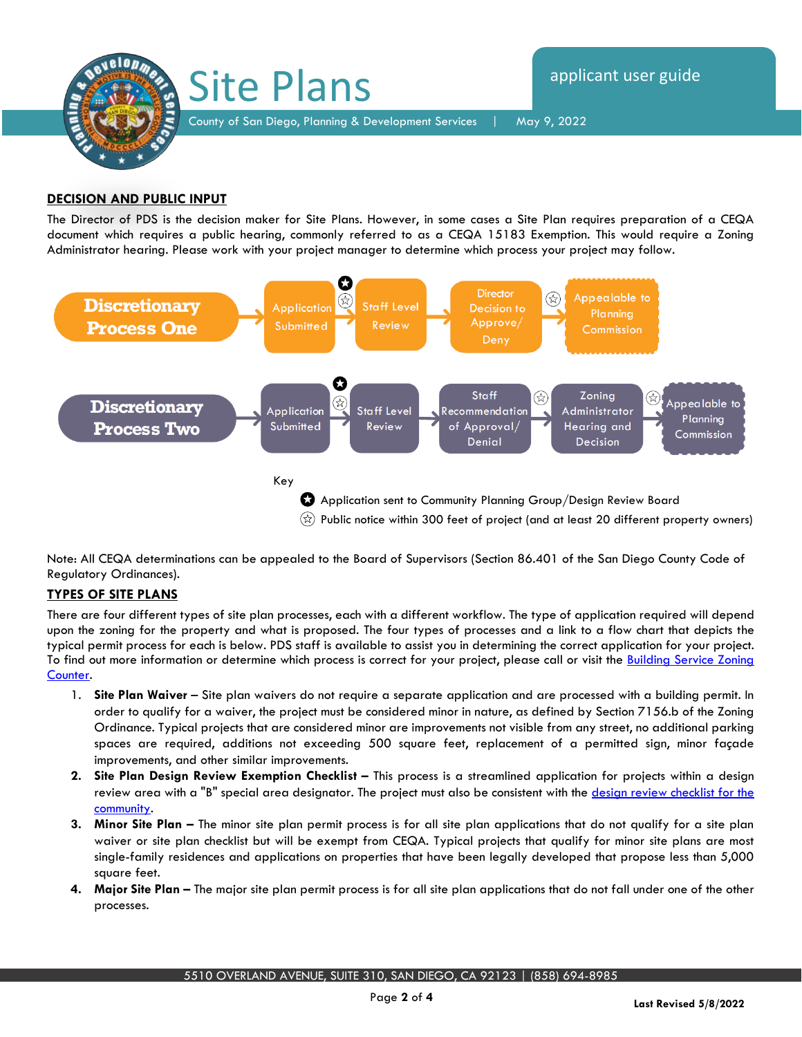## DECISION AND PUBLIC INPUT

The Director of PDS is the decision maker for Site Plans. However, in some cases a Site Plan requires preparation of a CEQA document which requires a public hearing, commonly referred to as a CEQA 15183 Exemption. This would require a Zoning Administrator hearing. Please work with your project manager to determine which process your project may follow.

**Discretionary Process One**: Application Submitted → ★ ☆ → Staff Level Review → Director Decision to Approve/ Deny → ☆ → Appealable to Planning Commission

**Discretionary Process Two**: Application Submitted → ★ ☆ → Staff Level Review → Staff Recommendation of Approval/ Denial → ☆ → Zoning Administrator Hearing and Decision → ☆ → Appealable to Planning Commission

Key

★ Application sent to Community Planning Group/Design Review Board

☆ Public notice within 300 feet of project (and at least 20 different property owners)

Note: All CEQA determinations can be appealed to the Board of Supervisors (Section 86.401 of the San Diego County Code of Regulatory Ordinances).

## TYPES OF SITE PLANS

There are four different types of site plan processes, each with a different workflow. The type of application required will depend upon the zoning for the property and what is proposed. The four types of processes and a link to a flow chart that depicts the typical permit process for each is below. PDS staff is available to assist you in determining the correct application for your project. To find out more information or determine which process is correct for your project, please call or visit the Building Service Zoning Counter.

1. **Site Plan Waiver –** Site plan waivers do not require a separate application and are processed with a building permit. In order to qualify for a waiver, the project must be considered minor in nature, as defined by Section 7156.b of the Zoning Ordinance. Typical projects that are considered minor are improvements not visible from any street, no additional parking spaces are required, additions not exceeding 500 square feet, replacement of a permitted sign, minor façade improvements, and other similar improvements.
2. **Site Plan Design Review Exemption Checklist –** This process is a streamlined application for projects within a design review area with a "B" special area designator. The project must also be consistent with the design review checklist for the community.
3. **Minor Site Plan –** The minor site plan permit process is for all site plan applications that do not qualify for a site plan waiver or site plan checklist but will be exempt from CEQA. Typical projects that qualify for minor site plans are most single-family residences and applications on properties that have been legally developed that propose less than 5,000 square feet.
4. **Major Site Plan –** The major site plan permit process is for all site plan applications that do not fall under one of the other processes.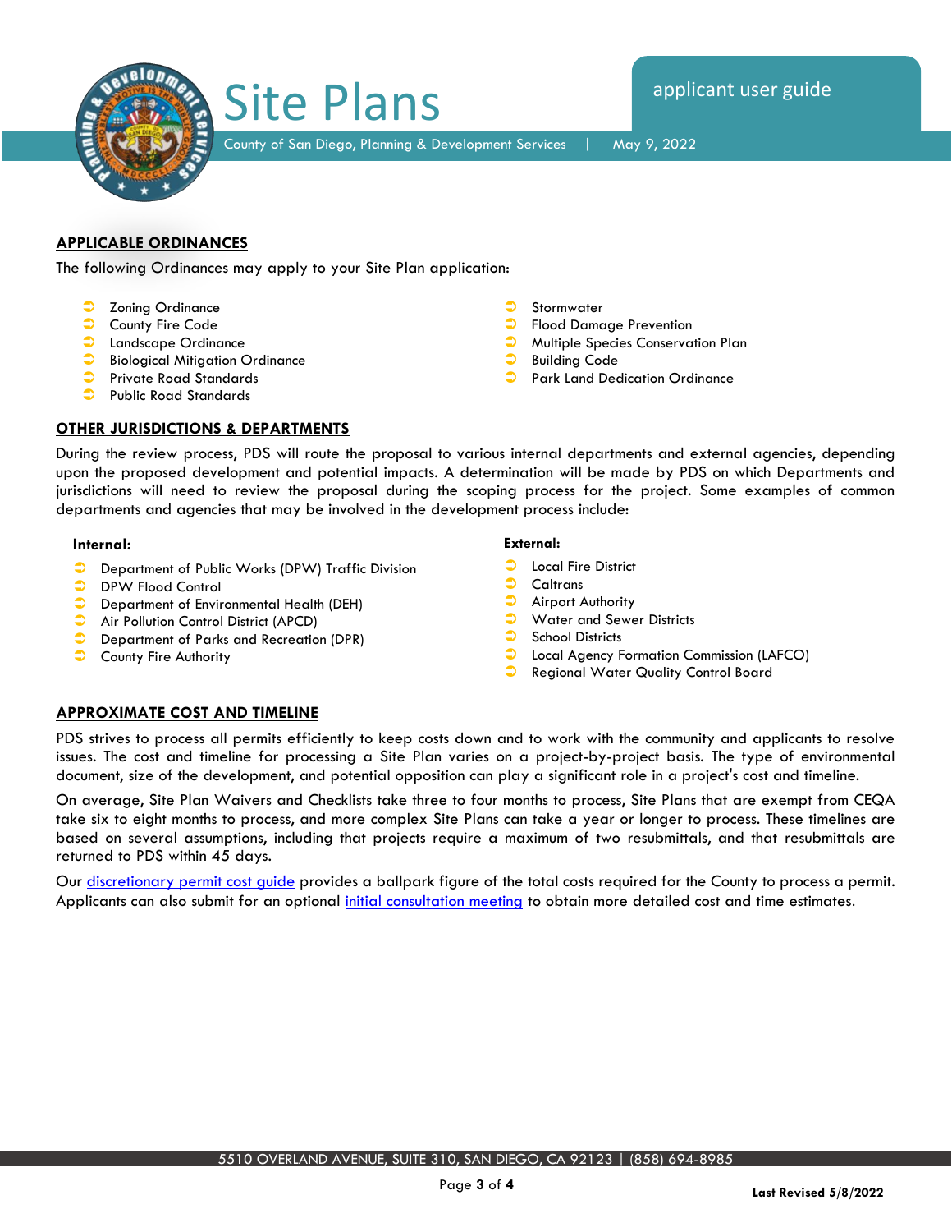## APPLICABLE ORDINANCES

The following Ordinances may apply to your Site Plan application:

- Zoning Ordinance
- County Fire Code
- Landscape Ordinance
- Biological Mitigation Ordinance
- Private Road Standards
- Public Road Standards
- Stormwater
- Flood Damage Prevention
- Multiple Species Conservation Plan
- Building Code
- Park Land Dedication Ordinance

## OTHER JURISDICTIONS & DEPARTMENTS

During the review process, PDS will route the proposal to various internal departments and external agencies, depending upon the proposed development and potential impacts. A determination will be made by PDS on which Departments and jurisdictions will need to review the proposal during the scoping process for the project. Some examples of common departments and agencies that may be involved in the development process include:

**Internal:**

- Department of Public Works (DPW) Traffic Division
- DPW Flood Control
- Department of Environmental Health (DEH)
- Air Pollution Control District (APCD)
- Department of Parks and Recreation (DPR)
- County Fire Authority

**External:**

- Local Fire District
- Caltrans
- Airport Authority
- Water and Sewer Districts
- School Districts
- Local Agency Formation Commission (LAFCO)
- Regional Water Quality Control Board

## APPROXIMATE COST AND TIMELINE

PDS strives to process all permits efficiently to keep costs down and to work with the community and applicants to resolve issues. The cost and timeline for processing a Site Plan varies on a project-by-project basis. The type of environmental document, size of the development, and potential opposition can play a significant role in a project's cost and timeline.

On average, Site Plan Waivers and Checklists take three to four months to process, Site Plans that are exempt from CEQA take six to eight months to process, and more complex Site Plans can take a year or longer to process. These timelines are based on several assumptions, including that projects require a maximum of two resubmittals, and that resubmittals are returned to PDS within 45 days.

Our discretionary permit cost guide provides a ballpark figure of the total costs required for the County to process a permit. Applicants can also submit for an optional initial consultation meeting to obtain more detailed cost and time estimates.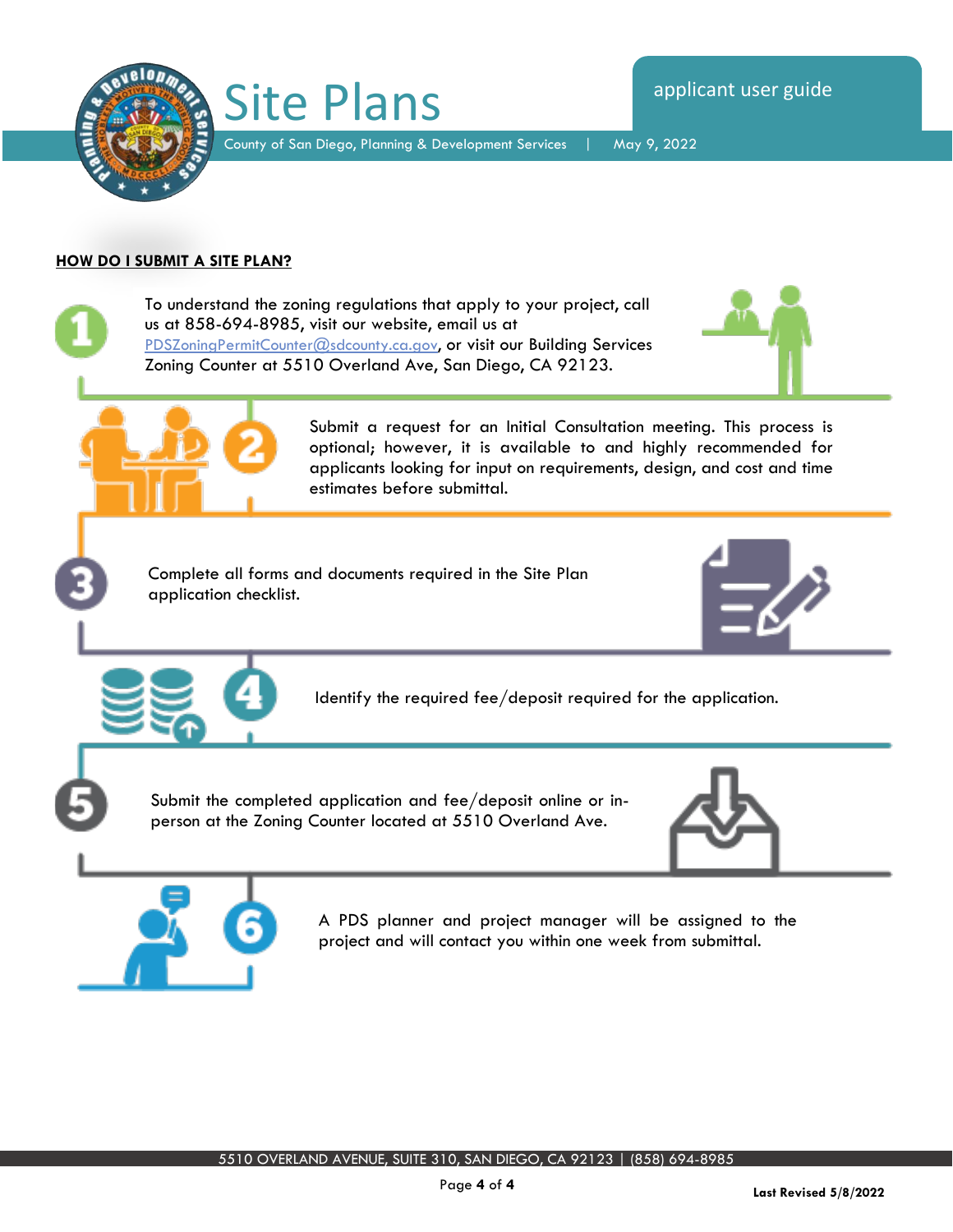## HOW DO I SUBMIT A SITE PLAN?

1. To understand the zoning regulations that apply to your project, call us at 858-694-8985, visit our website, email us at PDSZoningPermitCounter@sdcounty.ca.gov, or visit our Building Services Zoning Counter at 5510 Overland Ave, San Diego, CA 92123.

2. Submit a request for an Initial Consultation meeting. This process is optional; however, it is available to and highly recommended for applicants looking for input on requirements, design, and cost and time estimates before submittal.

3. Complete all forms and documents required in the Site Plan application checklist.

4. Identify the required fee/deposit required for the application.

5. Submit the completed application and fee/deposit online or in-person at the Zoning Counter located at 5510 Overland Ave.

6. A PDS planner and project manager will be assigned to the project and will contact you within one week from submittal.